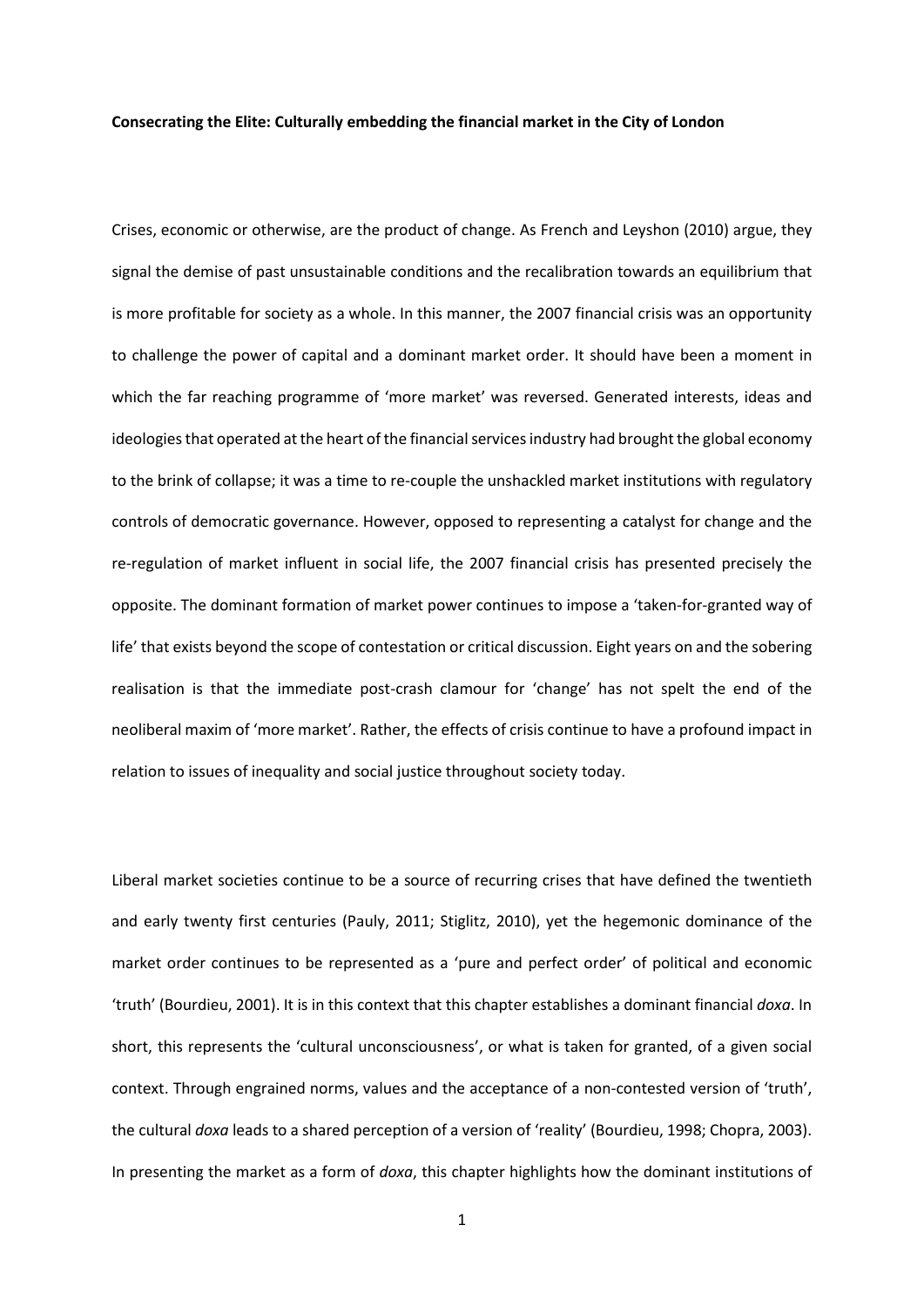**Consecrating the Elite: Culturally embedding the financial market in the City of London**

Crises, economic or otherwise, are the product of change. As French and Leyshon (2010) argue, they signal the demise of past unsustainable conditions and the recalibration towards an equilibrium that is more profitable for society as a whole. In this manner, the 2007 financial crisis was an opportunity to challenge the power of capital and a dominant market order. It should have been a moment in which the far reaching programme of 'more market' was reversed. Generated interests, ideas and ideologies that operated at the heart of the financial services industry had brought the global economy to the brink of collapse; it was a time to re-couple the unshackled market institutions with regulatory controls of democratic governance. However, opposed to representing a catalyst for change and the re-regulation of market influent in social life, the 2007 financial crisis has presented precisely the opposite. The dominant formation of market power continues to impose a 'taken-for-granted way of life' that exists beyond the scope of contestation or critical discussion. Eight years on and the sobering realisation is that the immediate post-crash clamour for 'change' has not spelt the end of the neoliberal maxim of 'more market'. Rather, the effects of crisis continue to have a profound impact in relation to issues of inequality and social justice throughout society today.

Liberal market societies continue to be a source of recurring crises that have defined the twentieth and early twenty first centuries (Pauly, 2011; Stiglitz, 2010), yet the hegemonic dominance of the market order continues to be represented as a 'pure and perfect order' of political and economic 'truth' (Bourdieu, 2001). It is in this context that this chapter establishes a dominant financial *doxa*. In short, this represents the 'cultural unconsciousness', or what is taken for granted, of a given social context. Through engrained norms, values and the acceptance of a non-contested version of 'truth', the cultural *doxa* leads to a shared perception of a version of 'reality' (Bourdieu, 1998; Chopra, 2003). In presenting the market as a form of *doxa*, this chapter highlights how the dominant institutions of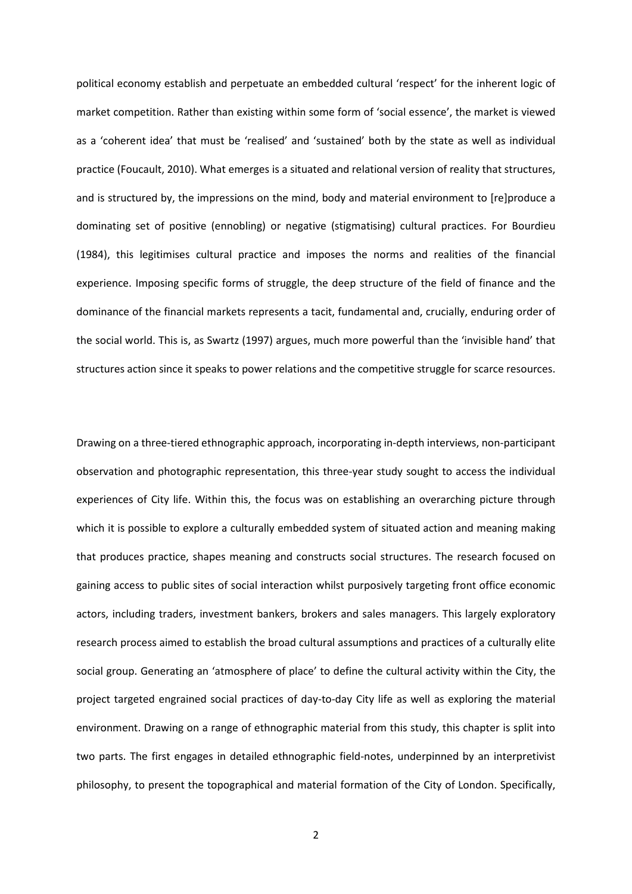political economy establish and perpetuate an embedded cultural 'respect' for the inherent logic of market competition. Rather than existing within some form of 'social essence', the market is viewed as a 'coherent idea' that must be 'realised' and 'sustained' both by the state as well as individual practice (Foucault, 2010). What emerges is a situated and relational version of reality that structures, and is structured by, the impressions on the mind, body and material environment to [re]produce a dominating set of positive (ennobling) or negative (stigmatising) cultural practices. For Bourdieu (1984), this legitimises cultural practice and imposes the norms and realities of the financial experience. Imposing specific forms of struggle, the deep structure of the field of finance and the dominance of the financial markets represents a tacit, fundamental and, crucially, enduring order of the social world. This is, as Swartz (1997) argues, much more powerful than the 'invisible hand' that structures action since it speaks to power relations and the competitive struggle for scarce resources.

Drawing on a three-tiered ethnographic approach, incorporating in-depth interviews, non-participant observation and photographic representation, this three-year study sought to access the individual experiences of City life. Within this, the focus was on establishing an overarching picture through which it is possible to explore a culturally embedded system of situated action and meaning making that produces practice, shapes meaning and constructs social structures. The research focused on gaining access to public sites of social interaction whilst purposively targeting front office economic actors, including traders, investment bankers, brokers and sales managers. This largely exploratory research process aimed to establish the broad cultural assumptions and practices of a culturally elite social group. Generating an 'atmosphere of place' to define the cultural activity within the City, the project targeted engrained social practices of day-to-day City life as well as exploring the material environment. Drawing on a range of ethnographic material from this study, this chapter is split into two parts. The first engages in detailed ethnographic field-notes, underpinned by an interpretivist philosophy, to present the topographical and material formation of the City of London. Specifically,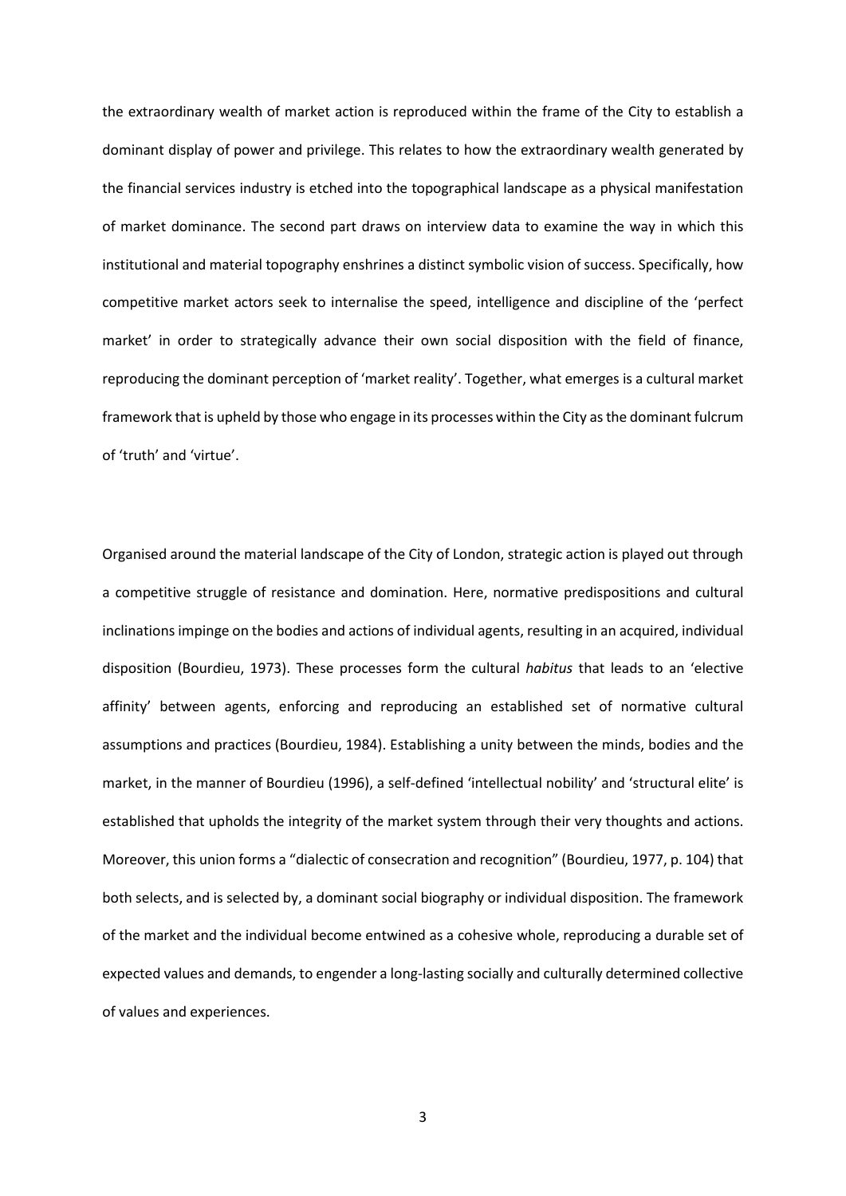the extraordinary wealth of market action is reproduced within the frame of the City to establish a dominant display of power and privilege. This relates to how the extraordinary wealth generated by the financial services industry is etched into the topographical landscape as a physical manifestation of market dominance. The second part draws on interview data to examine the way in which this institutional and material topography enshrines a distinct symbolic vision of success. Specifically, how competitive market actors seek to internalise the speed, intelligence and discipline of the 'perfect market' in order to strategically advance their own social disposition with the field of finance, reproducing the dominant perception of 'market reality'. Together, what emerges is a cultural market framework that is upheld by those who engage in its processes within the City as the dominant fulcrum of 'truth' and 'virtue'.

Organised around the material landscape of the City of London, strategic action is played out through a competitive struggle of resistance and domination. Here, normative predispositions and cultural inclinations impinge on the bodies and actions of individual agents, resulting in an acquired, individual disposition (Bourdieu, 1973). These processes form the cultural *habitus* that leads to an 'elective affinity' between agents, enforcing and reproducing an established set of normative cultural assumptions and practices (Bourdieu, 1984). Establishing a unity between the minds, bodies and the market, in the manner of Bourdieu (1996), a self-defined 'intellectual nobility' and 'structural elite' is established that upholds the integrity of the market system through their very thoughts and actions. Moreover, this union forms a "dialectic of consecration and recognition" (Bourdieu, 1977, p. 104) that both selects, and is selected by, a dominant social biography or individual disposition. The framework of the market and the individual become entwined as a cohesive whole, reproducing a durable set of expected values and demands, to engender a long-lasting socially and culturally determined collective of values and experiences.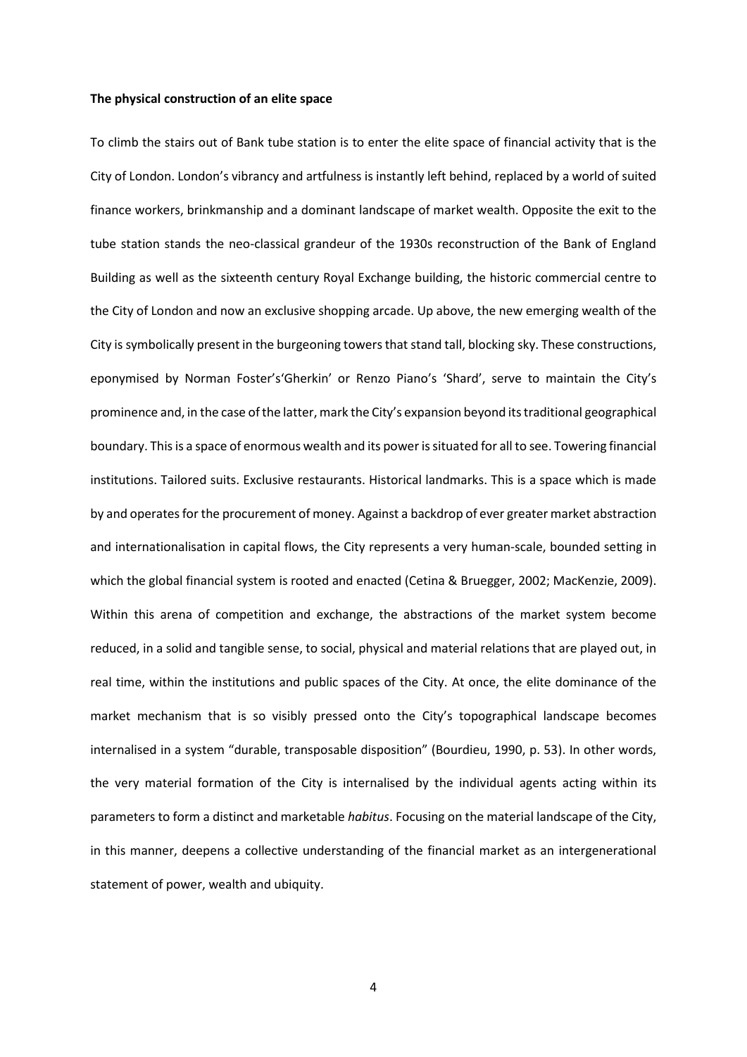**The physical construction of an elite space**

To climb the stairs out of Bank tube station is to enter the elite space of financial activity that is the City of London. London's vibrancy and artfulness is instantly left behind, replaced by a world of suited finance workers, brinkmanship and a dominant landscape of market wealth. Opposite the exit to the tube station stands the neo-classical grandeur of the 1930s reconstruction of the Bank of England Building as well as the sixteenth century Royal Exchange building, the historic commercial centre to the City of London and now an exclusive shopping arcade. Up above, the new emerging wealth of the City is symbolically present in the burgeoning towers that stand tall, blocking sky. These constructions, eponymised by Norman Foster's'Gherkin' or Renzo Piano's 'Shard', serve to maintain the City's prominence and, in the case of the latter, mark the City's expansion beyond its traditional geographical boundary. This is a space of enormous wealth and its power is situated for all to see. Towering financial institutions. Tailored suits. Exclusive restaurants. Historical landmarks. This is a space which is made by and operates for the procurement of money. Against a backdrop of ever greater market abstraction and internationalisation in capital flows, the City represents a very human-scale, bounded setting in which the global financial system is rooted and enacted (Cetina & Bruegger, 2002; MacKenzie, 2009). Within this arena of competition and exchange, the abstractions of the market system become reduced, in a solid and tangible sense, to social, physical and material relations that are played out, in real time, within the institutions and public spaces of the City. At once, the elite dominance of the market mechanism that is so visibly pressed onto the City's topographical landscape becomes internalised in a system "durable, transposable disposition" (Bourdieu, 1990, p. 53). In other words, the very material formation of the City is internalised by the individual agents acting within its parameters to form a distinct and marketable *habitus*. Focusing on the material landscape of the City, in this manner, deepens a collective understanding of the financial market as an intergenerational statement of power, wealth and ubiquity.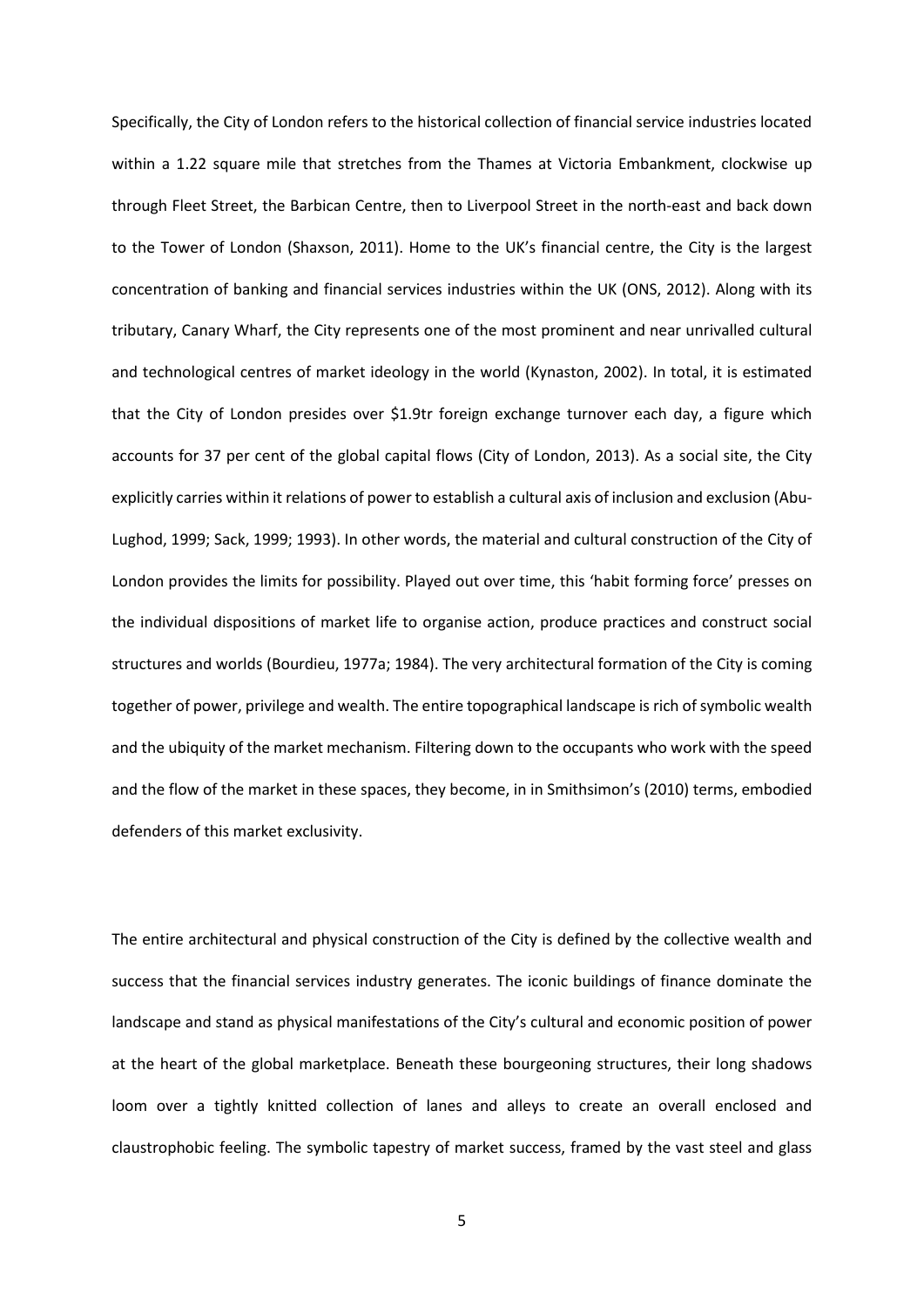Specifically, the City of London refers to the historical collection of financial service industries located within a 1.22 square mile that stretches from the Thames at Victoria Embankment, clockwise up through Fleet Street, the Barbican Centre, then to Liverpool Street in the north-east and back down to the Tower of London (Shaxson, 2011). Home to the UK's financial centre, the City is the largest concentration of banking and financial services industries within the UK (ONS, 2012). Along with its tributary, Canary Wharf, the City represents one of the most prominent and near unrivalled cultural and technological centres of market ideology in the world (Kynaston, 2002). In total, it is estimated that the City of London presides over $1.9tr foreign exchange turnover each day, a figure which accounts for 37 per cent of the global capital flows (City of London, 2013). As a social site, the City explicitly carries within it relations of power to establish a cultural axis of inclusion and exclusion (Abu-Lughod, 1999; Sack, 1999; 1993). In other words, the material and cultural construction of the City of London provides the limits for possibility. Played out over time, this 'habit forming force' presses on the individual dispositions of market life to organise action, produce practices and construct social structures and worlds (Bourdieu, 1977a; 1984). The very architectural formation of the City is coming together of power, privilege and wealth. The entire topographical landscape is rich of symbolic wealth and the ubiquity of the market mechanism. Filtering down to the occupants who work with the speed and the flow of the market in these spaces, they become, in in Smithsimon's (2010) terms, embodied defenders of this market exclusivity.

The entire architectural and physical construction of the City is defined by the collective wealth and success that the financial services industry generates. The iconic buildings of finance dominate the landscape and stand as physical manifestations of the City's cultural and economic position of power at the heart of the global marketplace. Beneath these bourgeoning structures, their long shadows loom over a tightly knitted collection of lanes and alleys to create an overall enclosed and claustrophobic feeling. The symbolic tapestry of market success, framed by the vast steel and glass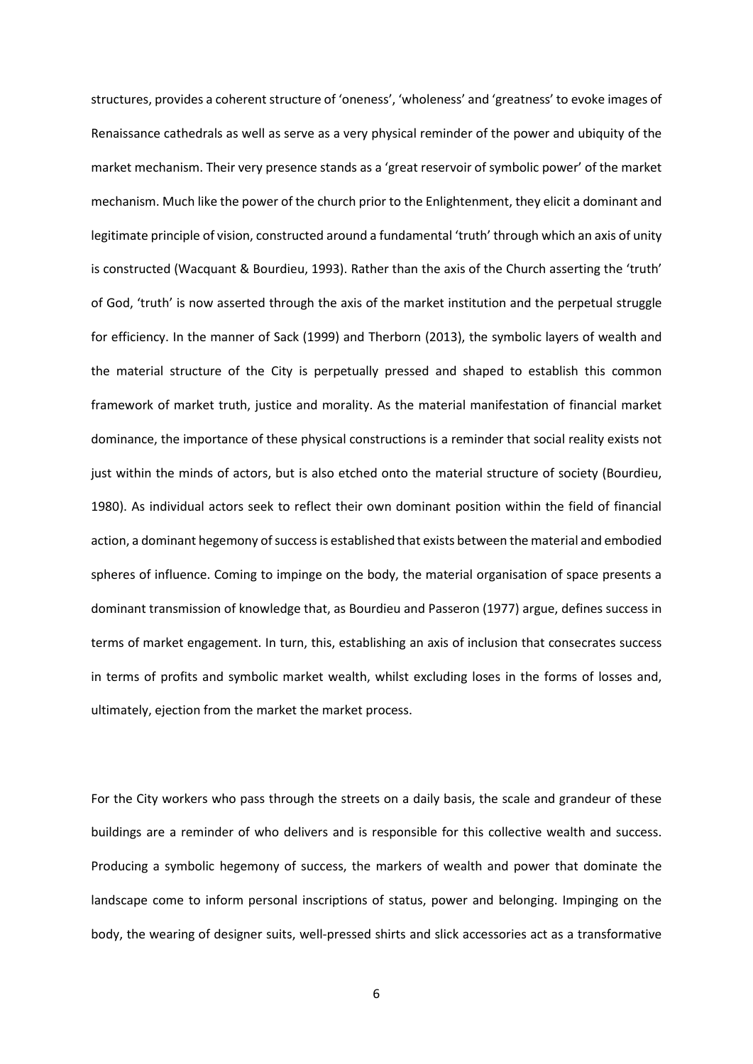structures, provides a coherent structure of 'oneness', 'wholeness' and 'greatness' to evoke images of Renaissance cathedrals as well as serve as a very physical reminder of the power and ubiquity of the market mechanism. Their very presence stands as a 'great reservoir of symbolic power' of the market mechanism. Much like the power of the church prior to the Enlightenment, they elicit a dominant and legitimate principle of vision, constructed around a fundamental 'truth' through which an axis of unity is constructed (Wacquant & Bourdieu, 1993). Rather than the axis of the Church asserting the 'truth' of God, 'truth' is now asserted through the axis of the market institution and the perpetual struggle for efficiency. In the manner of Sack (1999) and Therborn (2013), the symbolic layers of wealth and the material structure of the City is perpetually pressed and shaped to establish this common framework of market truth, justice and morality. As the material manifestation of financial market dominance, the importance of these physical constructions is a reminder that social reality exists not just within the minds of actors, but is also etched onto the material structure of society (Bourdieu, 1980). As individual actors seek to reflect their own dominant position within the field of financial action, a dominant hegemony of success is established that exists between the material and embodied spheres of influence. Coming to impinge on the body, the material organisation of space presents a dominant transmission of knowledge that, as Bourdieu and Passeron (1977) argue, defines success in terms of market engagement. In turn, this, establishing an axis of inclusion that consecrates success in terms of profits and symbolic market wealth, whilst excluding loses in the forms of losses and, ultimately, ejection from the market the market process.

For the City workers who pass through the streets on a daily basis, the scale and grandeur of these buildings are a reminder of who delivers and is responsible for this collective wealth and success. Producing a symbolic hegemony of success, the markers of wealth and power that dominate the landscape come to inform personal inscriptions of status, power and belonging. Impinging on the body, the wearing of designer suits, well-pressed shirts and slick accessories act as a transformative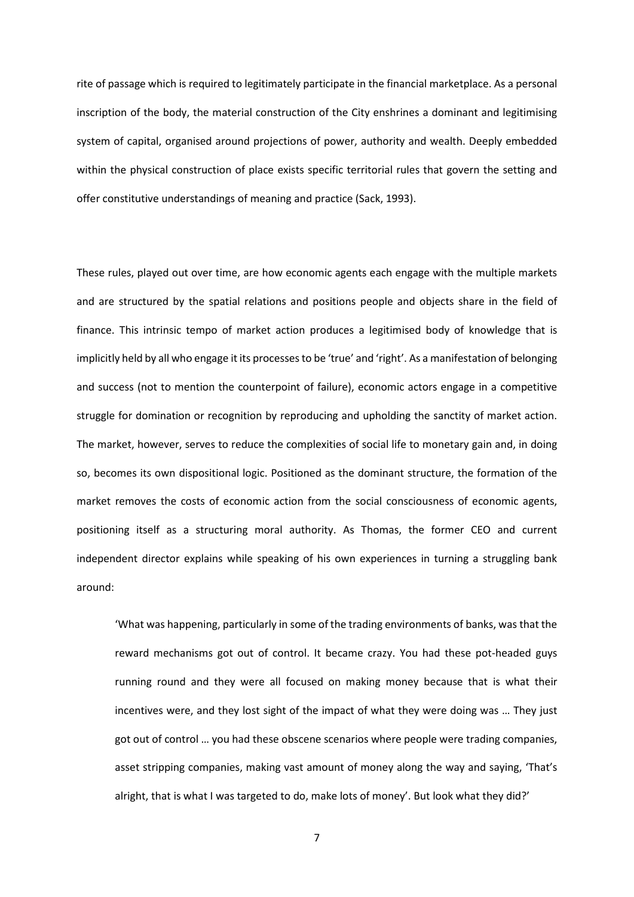rite of passage which is required to legitimately participate in the financial marketplace. As a personal inscription of the body, the material construction of the City enshrines a dominant and legitimising system of capital, organised around projections of power, authority and wealth. Deeply embedded within the physical construction of place exists specific territorial rules that govern the setting and offer constitutive understandings of meaning and practice (Sack, 1993).

These rules, played out over time, are how economic agents each engage with the multiple markets and are structured by the spatial relations and positions people and objects share in the field of finance. This intrinsic tempo of market action produces a legitimised body of knowledge that is implicitly held by all who engage it its processes to be 'true' and 'right'. As a manifestation of belonging and success (not to mention the counterpoint of failure), economic actors engage in a competitive struggle for domination or recognition by reproducing and upholding the sanctity of market action. The market, however, serves to reduce the complexities of social life to monetary gain and, in doing so, becomes its own dispositional logic. Positioned as the dominant structure, the formation of the market removes the costs of economic action from the social consciousness of economic agents, positioning itself as a structuring moral authority. As Thomas, the former CEO and current independent director explains while speaking of his own experiences in turning a struggling bank around:

> 'What was happening, particularly in some of the trading environments of banks, was that the reward mechanisms got out of control. It became crazy. You had these pot-headed guys running round and they were all focused on making money because that is what their incentives were, and they lost sight of the impact of what they were doing was … They just got out of control … you had these obscene scenarios where people were trading companies, asset stripping companies, making vast amount of money along the way and saying, 'That's alright, that is what I was targeted to do, make lots of money'. But look what they did?'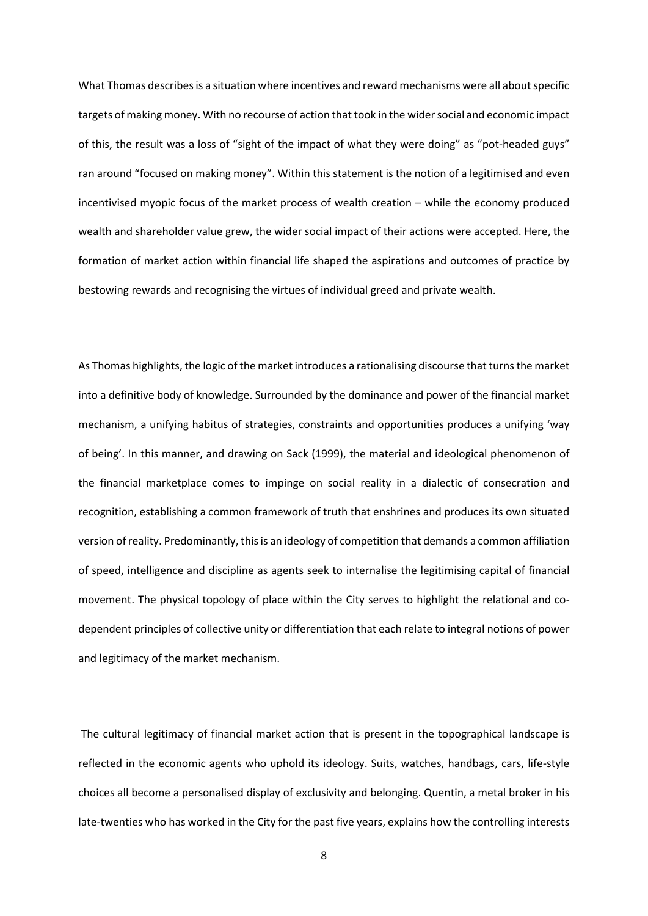What Thomas describes is a situation where incentives and reward mechanisms were all about specific targets of making money. With no recourse of action that took in the wider social and economic impact of this, the result was a loss of "sight of the impact of what they were doing" as "pot-headed guys" ran around "focused on making money". Within this statement is the notion of a legitimised and even incentivised myopic focus of the market process of wealth creation – while the economy produced wealth and shareholder value grew, the wider social impact of their actions were accepted. Here, the formation of market action within financial life shaped the aspirations and outcomes of practice by bestowing rewards and recognising the virtues of individual greed and private wealth.

As Thomas highlights, the logic of the market introduces a rationalising discourse that turns the market into a definitive body of knowledge. Surrounded by the dominance and power of the financial market mechanism, a unifying habitus of strategies, constraints and opportunities produces a unifying 'way of being'. In this manner, and drawing on Sack (1999), the material and ideological phenomenon of the financial marketplace comes to impinge on social reality in a dialectic of consecration and recognition, establishing a common framework of truth that enshrines and produces its own situated version of reality. Predominantly, this is an ideology of competition that demands a common affiliation of speed, intelligence and discipline as agents seek to internalise the legitimising capital of financial movement. The physical topology of place within the City serves to highlight the relational and co-dependent principles of collective unity or differentiation that each relate to integral notions of power and legitimacy of the market mechanism.

The cultural legitimacy of financial market action that is present in the topographical landscape is reflected in the economic agents who uphold its ideology. Suits, watches, handbags, cars, life-style choices all become a personalised display of exclusivity and belonging. Quentin, a metal broker in his late-twenties who has worked in the City for the past five years, explains how the controlling interests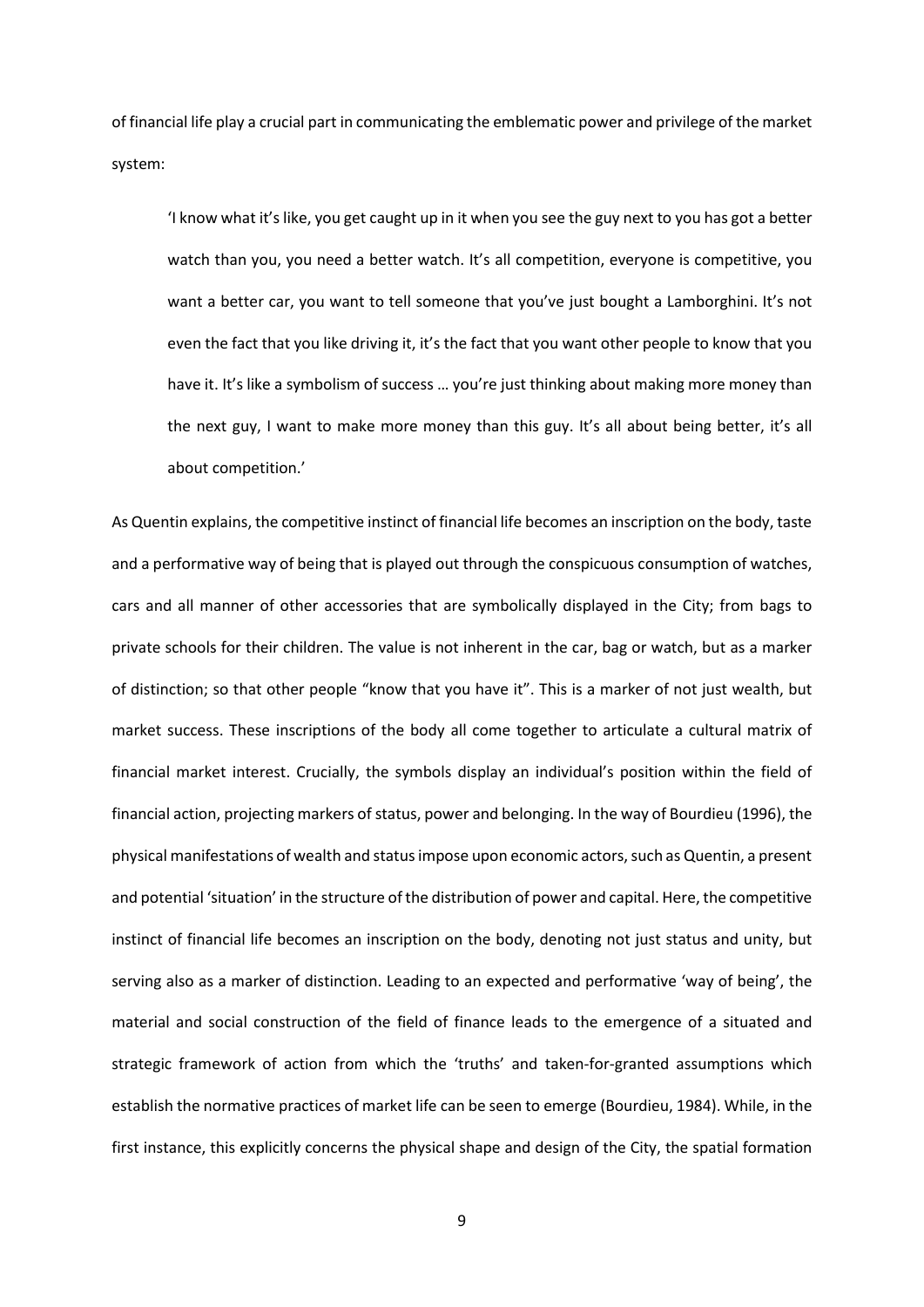of financial life play a crucial part in communicating the emblematic power and privilege of the market system:

> 'I know what it's like, you get caught up in it when you see the guy next to you has got a better watch than you, you need a better watch. It's all competition, everyone is competitive, you want a better car, you want to tell someone that you've just bought a Lamborghini. It's not even the fact that you like driving it, it's the fact that you want other people to know that you have it. It's like a symbolism of success … you're just thinking about making more money than the next guy, I want to make more money than this guy. It's all about being better, it's all about competition.'

As Quentin explains, the competitive instinct of financial life becomes an inscription on the body, taste and a performative way of being that is played out through the conspicuous consumption of watches, cars and all manner of other accessories that are symbolically displayed in the City; from bags to private schools for their children. The value is not inherent in the car, bag or watch, but as a marker of distinction; so that other people "know that you have it". This is a marker of not just wealth, but market success. These inscriptions of the body all come together to articulate a cultural matrix of financial market interest. Crucially, the symbols display an individual's position within the field of financial action, projecting markers of status, power and belonging. In the way of Bourdieu (1996), the physical manifestations of wealth and status impose upon economic actors, such as Quentin, a present and potential 'situation' in the structure of the distribution of power and capital. Here, the competitive instinct of financial life becomes an inscription on the body, denoting not just status and unity, but serving also as a marker of distinction. Leading to an expected and performative 'way of being', the material and social construction of the field of finance leads to the emergence of a situated and strategic framework of action from which the 'truths' and taken-for-granted assumptions which establish the normative practices of market life can be seen to emerge (Bourdieu, 1984). While, in the first instance, this explicitly concerns the physical shape and design of the City, the spatial formation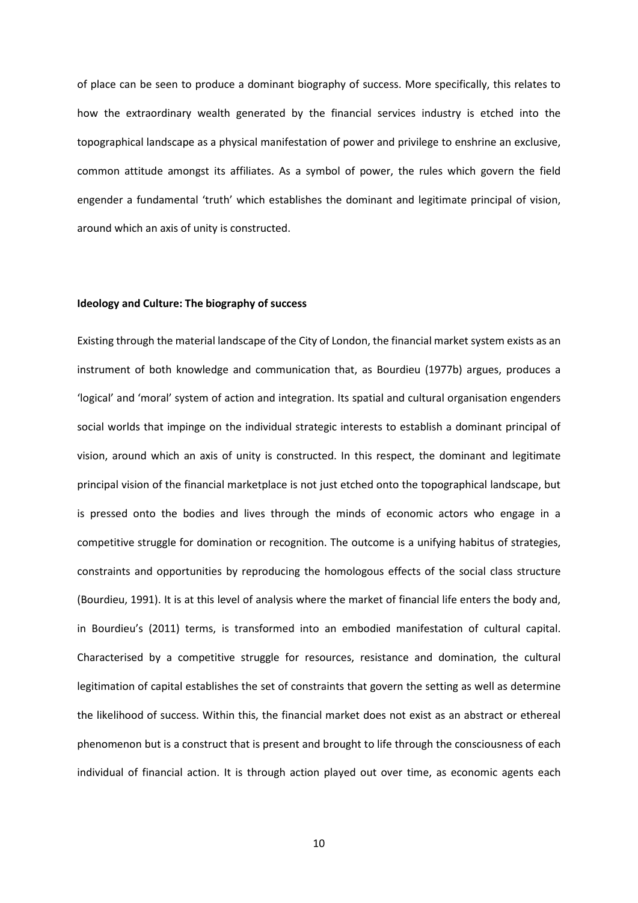of place can be seen to produce a dominant biography of success. More specifically, this relates to how the extraordinary wealth generated by the financial services industry is etched into the topographical landscape as a physical manifestation of power and privilege to enshrine an exclusive, common attitude amongst its affiliates. As a symbol of power, the rules which govern the field engender a fundamental 'truth' which establishes the dominant and legitimate principal of vision, around which an axis of unity is constructed.

**Ideology and Culture: The biography of success**

Existing through the material landscape of the City of London, the financial market system exists as an instrument of both knowledge and communication that, as Bourdieu (1977b) argues, produces a 'logical' and 'moral' system of action and integration. Its spatial and cultural organisation engenders social worlds that impinge on the individual strategic interests to establish a dominant principal of vision, around which an axis of unity is constructed. In this respect, the dominant and legitimate principal vision of the financial marketplace is not just etched onto the topographical landscape, but is pressed onto the bodies and lives through the minds of economic actors who engage in a competitive struggle for domination or recognition. The outcome is a unifying habitus of strategies, constraints and opportunities by reproducing the homologous effects of the social class structure (Bourdieu, 1991). It is at this level of analysis where the market of financial life enters the body and, in Bourdieu's (2011) terms, is transformed into an embodied manifestation of cultural capital. Characterised by a competitive struggle for resources, resistance and domination, the cultural legitimation of capital establishes the set of constraints that govern the setting as well as determine the likelihood of success. Within this, the financial market does not exist as an abstract or ethereal phenomenon but is a construct that is present and brought to life through the consciousness of each individual of financial action. It is through action played out over time, as economic agents each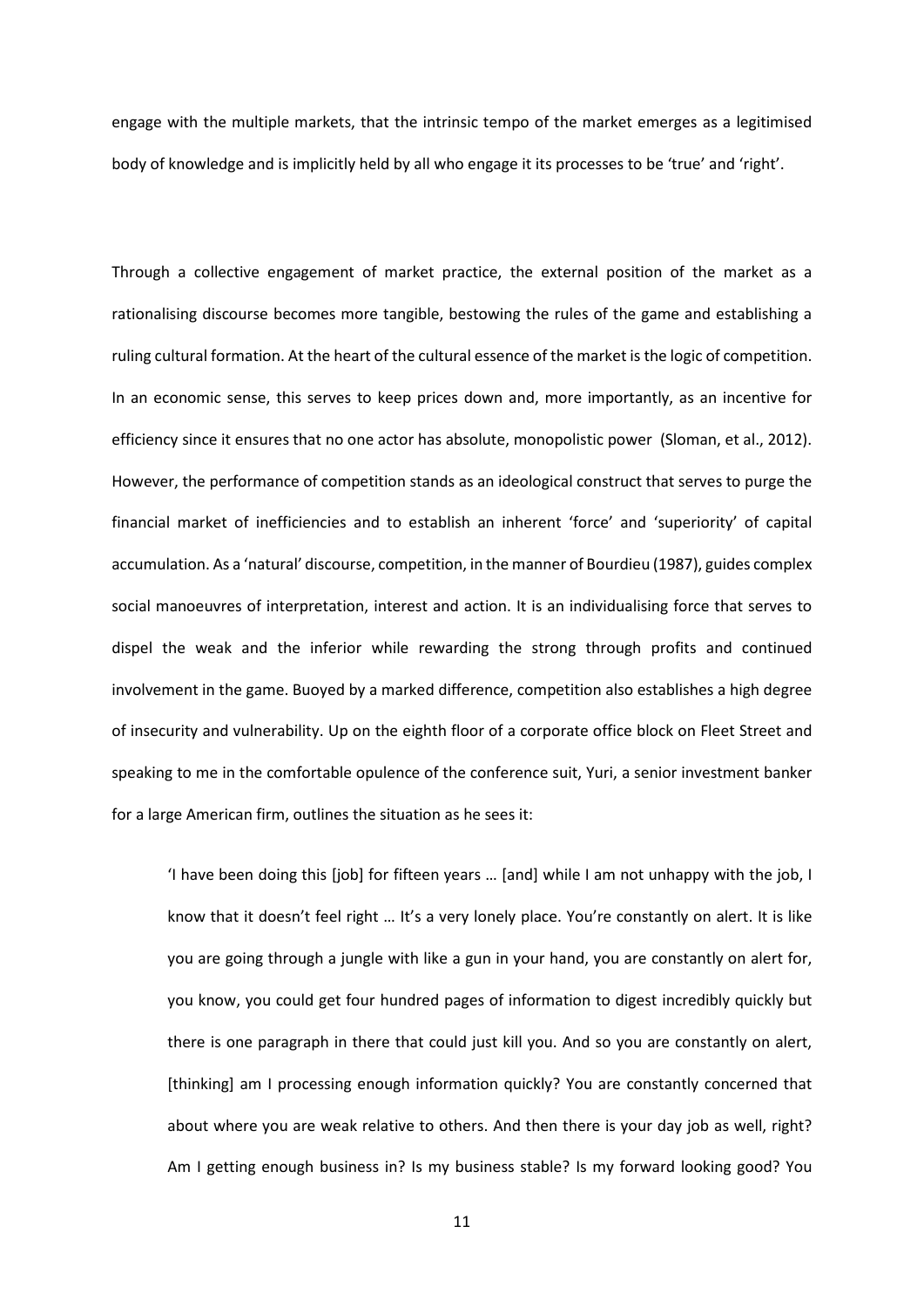engage with the multiple markets, that the intrinsic tempo of the market emerges as a legitimised body of knowledge and is implicitly held by all who engage it its processes to be 'true' and 'right'.

Through a collective engagement of market practice, the external position of the market as a rationalising discourse becomes more tangible, bestowing the rules of the game and establishing a ruling cultural formation. At the heart of the cultural essence of the market is the logic of competition. In an economic sense, this serves to keep prices down and, more importantly, as an incentive for efficiency since it ensures that no one actor has absolute, monopolistic power (Sloman, et al., 2012). However, the performance of competition stands as an ideological construct that serves to purge the financial market of inefficiencies and to establish an inherent 'force' and 'superiority' of capital accumulation. As a 'natural' discourse, competition, in the manner of Bourdieu (1987), guides complex social manoeuvres of interpretation, interest and action. It is an individualising force that serves to dispel the weak and the inferior while rewarding the strong through profits and continued involvement in the game. Buoyed by a marked difference, competition also establishes a high degree of insecurity and vulnerability. Up on the eighth floor of a corporate office block on Fleet Street and speaking to me in the comfortable opulence of the conference suit, Yuri, a senior investment banker for a large American firm, outlines the situation as he sees it:

> 'I have been doing this [job] for fifteen years … [and] while I am not unhappy with the job, I know that it doesn't feel right … It's a very lonely place. You're constantly on alert. It is like you are going through a jungle with like a gun in your hand, you are constantly on alert for, you know, you could get four hundred pages of information to digest incredibly quickly but there is one paragraph in there that could just kill you. And so you are constantly on alert, [thinking] am I processing enough information quickly? You are constantly concerned that about where you are weak relative to others. And then there is your day job as well, right? Am I getting enough business in? Is my business stable? Is my forward looking good? You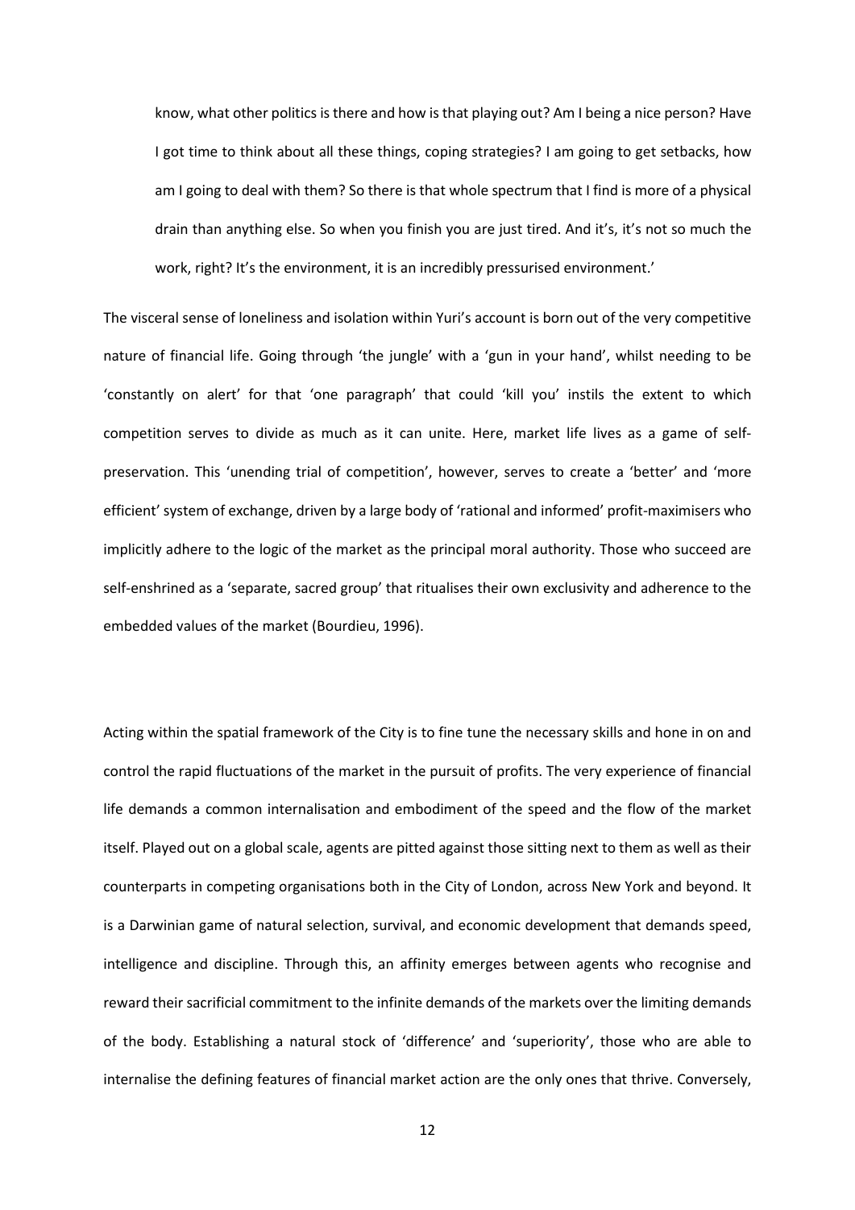know, what other politics is there and how is that playing out? Am I being a nice person? Have I got time to think about all these things, coping strategies? I am going to get setbacks, how am I going to deal with them? So there is that whole spectrum that I find is more of a physical drain than anything else. So when you finish you are just tired. And it's, it's not so much the work, right? It's the environment, it is an incredibly pressurised environment.'

The visceral sense of loneliness and isolation within Yuri's account is born out of the very competitive nature of financial life. Going through 'the jungle' with a 'gun in your hand', whilst needing to be 'constantly on alert' for that 'one paragraph' that could 'kill you' instils the extent to which competition serves to divide as much as it can unite. Here, market life lives as a game of self-preservation. This 'unending trial of competition', however, serves to create a 'better' and 'more efficient' system of exchange, driven by a large body of 'rational and informed' profit-maximisers who implicitly adhere to the logic of the market as the principal moral authority. Those who succeed are self-enshrined as a 'separate, sacred group' that ritualises their own exclusivity and adherence to the embedded values of the market (Bourdieu, 1996).

Acting within the spatial framework of the City is to fine tune the necessary skills and hone in on and control the rapid fluctuations of the market in the pursuit of profits. The very experience of financial life demands a common internalisation and embodiment of the speed and the flow of the market itself. Played out on a global scale, agents are pitted against those sitting next to them as well as their counterparts in competing organisations both in the City of London, across New York and beyond. It is a Darwinian game of natural selection, survival, and economic development that demands speed, intelligence and discipline. Through this, an affinity emerges between agents who recognise and reward their sacrificial commitment to the infinite demands of the markets over the limiting demands of the body. Establishing a natural stock of 'difference' and 'superiority', those who are able to internalise the defining features of financial market action are the only ones that thrive. Conversely,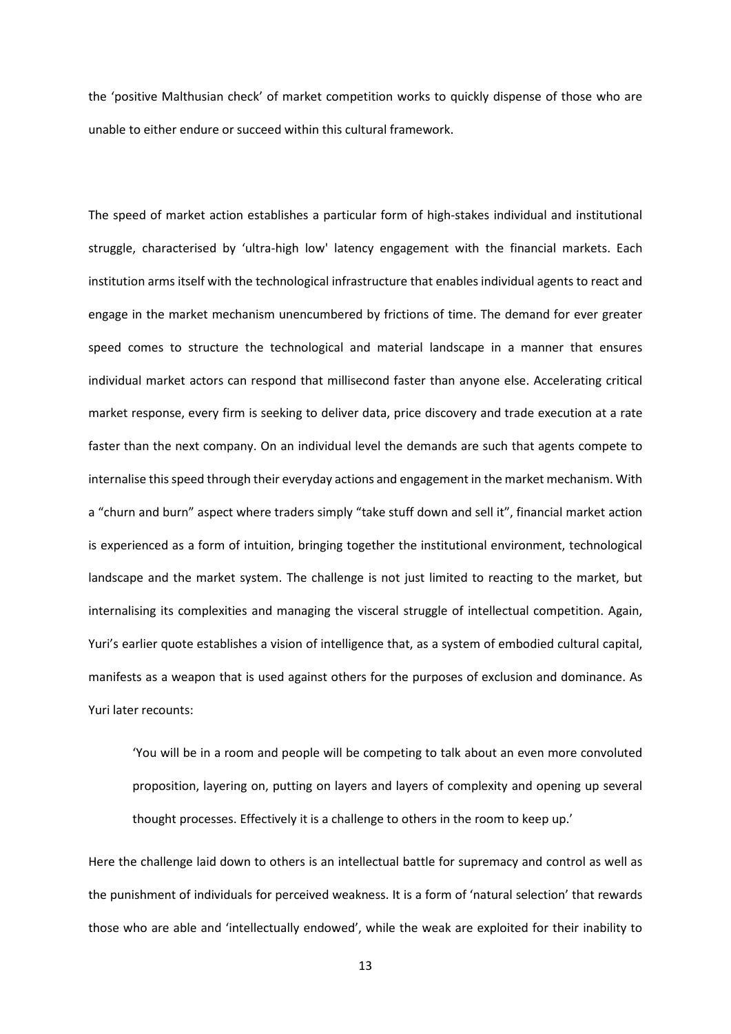the 'positive Malthusian check' of market competition works to quickly dispense of those who are unable to either endure or succeed within this cultural framework.

The speed of market action establishes a particular form of high-stakes individual and institutional struggle, characterised by 'ultra-high low' latency engagement with the financial markets. Each institution arms itself with the technological infrastructure that enables individual agents to react and engage in the market mechanism unencumbered by frictions of time. The demand for ever greater speed comes to structure the technological and material landscape in a manner that ensures individual market actors can respond that millisecond faster than anyone else. Accelerating critical market response, every firm is seeking to deliver data, price discovery and trade execution at a rate faster than the next company. On an individual level the demands are such that agents compete to internalise this speed through their everyday actions and engagement in the market mechanism. With a "churn and burn" aspect where traders simply "take stuff down and sell it", financial market action is experienced as a form of intuition, bringing together the institutional environment, technological landscape and the market system. The challenge is not just limited to reacting to the market, but internalising its complexities and managing the visceral struggle of intellectual competition. Again, Yuri's earlier quote establishes a vision of intelligence that, as a system of embodied cultural capital, manifests as a weapon that is used against others for the purposes of exclusion and dominance. As Yuri later recounts:

> 'You will be in a room and people will be competing to talk about an even more convoluted proposition, layering on, putting on layers and layers of complexity and opening up several thought processes. Effectively it is a challenge to others in the room to keep up.'

Here the challenge laid down to others is an intellectual battle for supremacy and control as well as the punishment of individuals for perceived weakness. It is a form of 'natural selection' that rewards those who are able and 'intellectually endowed', while the weak are exploited for their inability to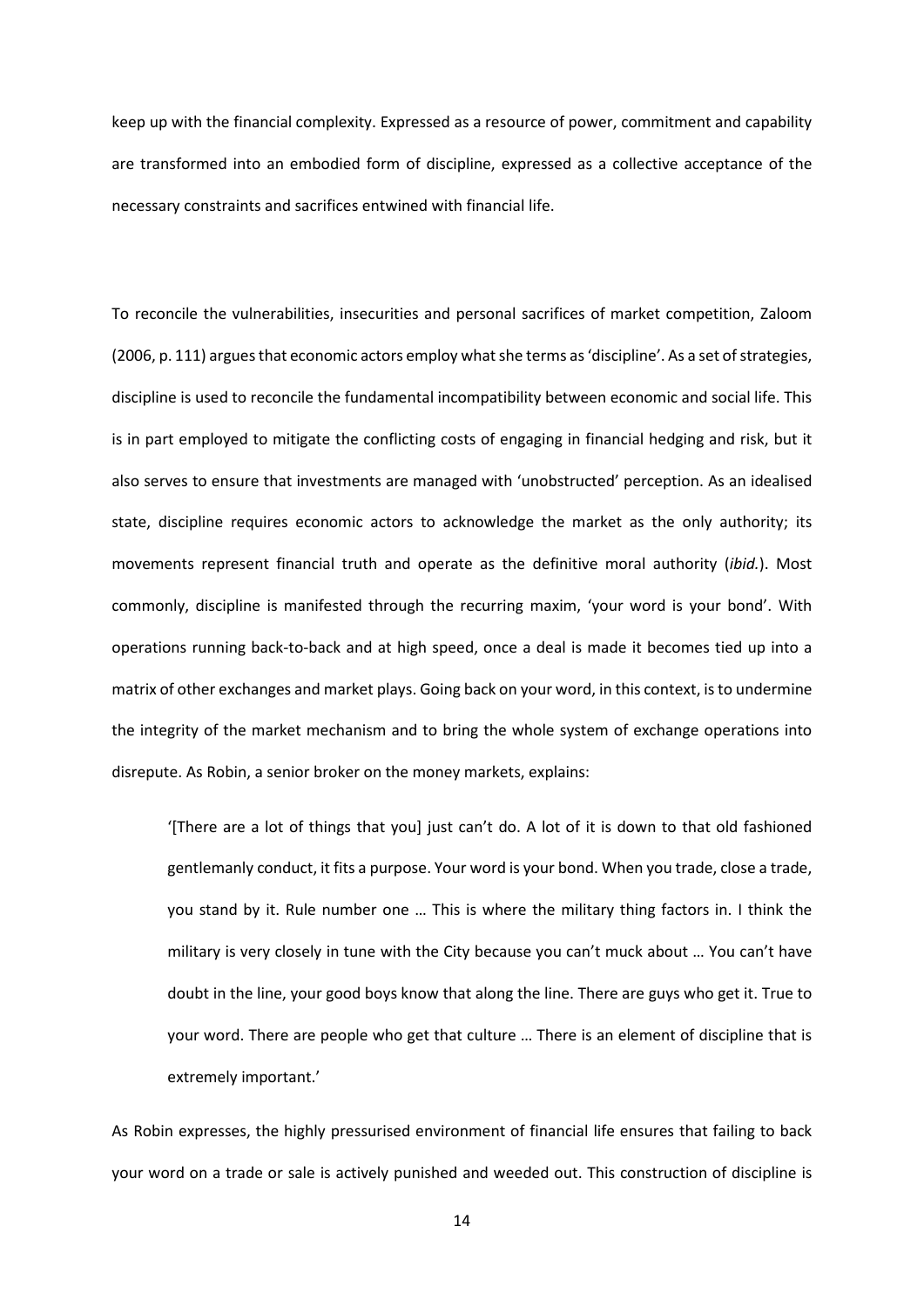keep up with the financial complexity. Expressed as a resource of power, commitment and capability are transformed into an embodied form of discipline, expressed as a collective acceptance of the necessary constraints and sacrifices entwined with financial life.

To reconcile the vulnerabilities, insecurities and personal sacrifices of market competition, Zaloom (2006, p. 111) argues that economic actors employ what she terms as 'discipline'. As a set of strategies, discipline is used to reconcile the fundamental incompatibility between economic and social life. This is in part employed to mitigate the conflicting costs of engaging in financial hedging and risk, but it also serves to ensure that investments are managed with 'unobstructed' perception. As an idealised state, discipline requires economic actors to acknowledge the market as the only authority; its movements represent financial truth and operate as the definitive moral authority (*ibid.*). Most commonly, discipline is manifested through the recurring maxim, 'your word is your bond'. With operations running back-to-back and at high speed, once a deal is made it becomes tied up into a matrix of other exchanges and market plays. Going back on your word, in this context, is to undermine the integrity of the market mechanism and to bring the whole system of exchange operations into disrepute. As Robin, a senior broker on the money markets, explains:

> '[There are a lot of things that you] just can't do. A lot of it is down to that old fashioned gentlemanly conduct, it fits a purpose. Your word is your bond. When you trade, close a trade, you stand by it. Rule number one … This is where the military thing factors in. I think the military is very closely in tune with the City because you can't muck about … You can't have doubt in the line, your good boys know that along the line. There are guys who get it. True to your word. There are people who get that culture … There is an element of discipline that is extremely important.'

As Robin expresses, the highly pressurised environment of financial life ensures that failing to back your word on a trade or sale is actively punished and weeded out. This construction of discipline is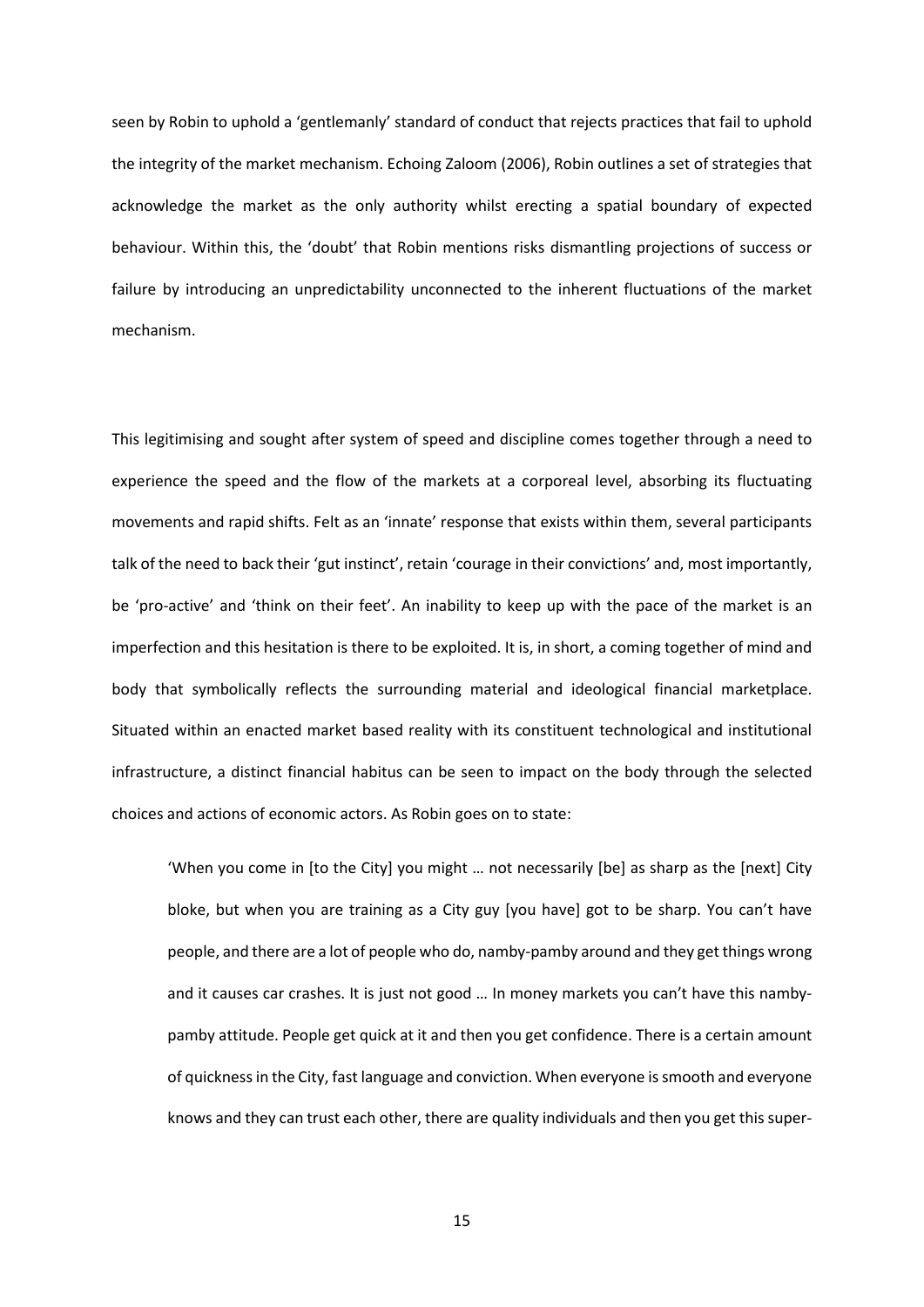seen by Robin to uphold a 'gentlemanly' standard of conduct that rejects practices that fail to uphold the integrity of the market mechanism. Echoing Zaloom (2006), Robin outlines a set of strategies that acknowledge the market as the only authority whilst erecting a spatial boundary of expected behaviour. Within this, the 'doubt' that Robin mentions risks dismantling projections of success or failure by introducing an unpredictability unconnected to the inherent fluctuations of the market mechanism.

This legitimising and sought after system of speed and discipline comes together through a need to experience the speed and the flow of the markets at a corporeal level, absorbing its fluctuating movements and rapid shifts. Felt as an 'innate' response that exists within them, several participants talk of the need to back their 'gut instinct', retain 'courage in their convictions' and, most importantly, be 'pro-active' and 'think on their feet'. An inability to keep up with the pace of the market is an imperfection and this hesitation is there to be exploited. It is, in short, a coming together of mind and body that symbolically reflects the surrounding material and ideological financial marketplace. Situated within an enacted market based reality with its constituent technological and institutional infrastructure, a distinct financial habitus can be seen to impact on the body through the selected choices and actions of economic actors. As Robin goes on to state:

> 'When you come in [to the City] you might … not necessarily [be] as sharp as the [next] City bloke, but when you are training as a City guy [you have] got to be sharp. You can't have people, and there are a lot of people who do, namby-pamby around and they get things wrong and it causes car crashes. It is just not good … In money markets you can't have this namby-pamby attitude. People get quick at it and then you get confidence. There is a certain amount of quickness in the City, fast language and conviction. When everyone is smooth and everyone knows and they can trust each other, there are quality individuals and then you get this super-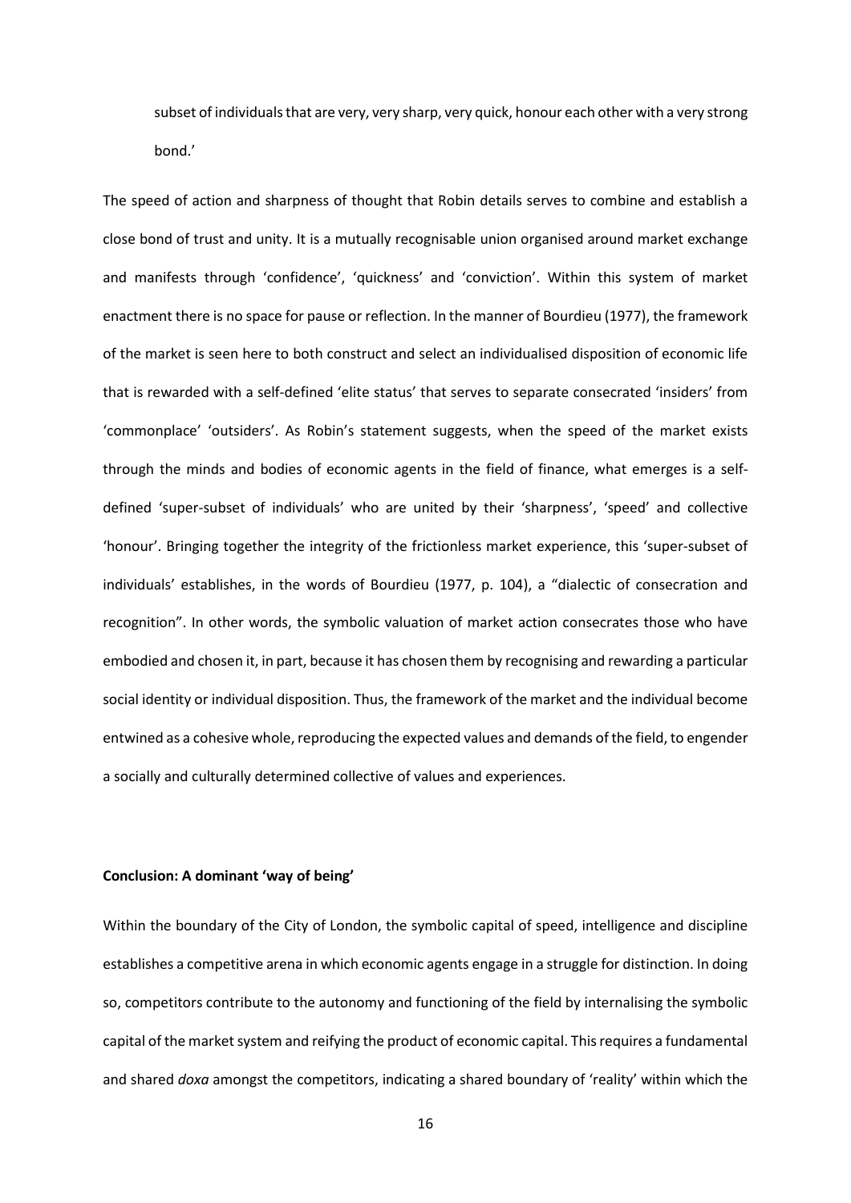subset of individuals that are very, very sharp, very quick, honour each other with a very strong bond.'

The speed of action and sharpness of thought that Robin details serves to combine and establish a close bond of trust and unity. It is a mutually recognisable union organised around market exchange and manifests through 'confidence', 'quickness' and 'conviction'. Within this system of market enactment there is no space for pause or reflection. In the manner of Bourdieu (1977), the framework of the market is seen here to both construct and select an individualised disposition of economic life that is rewarded with a self-defined 'elite status' that serves to separate consecrated 'insiders' from 'commonplace' 'outsiders'. As Robin's statement suggests, when the speed of the market exists through the minds and bodies of economic agents in the field of finance, what emerges is a self-defined 'super-subset of individuals' who are united by their 'sharpness', 'speed' and collective 'honour'. Bringing together the integrity of the frictionless market experience, this 'super-subset of individuals' establishes, in the words of Bourdieu (1977, p. 104), a "dialectic of consecration and recognition". In other words, the symbolic valuation of market action consecrates those who have embodied and chosen it, in part, because it has chosen them by recognising and rewarding a particular social identity or individual disposition. Thus, the framework of the market and the individual become entwined as a cohesive whole, reproducing the expected values and demands of the field, to engender a socially and culturally determined collective of values and experiences.

## Conclusion: A dominant 'way of being'

Within the boundary of the City of London, the symbolic capital of speed, intelligence and discipline establishes a competitive arena in which economic agents engage in a struggle for distinction. In doing so, competitors contribute to the autonomy and functioning of the field by internalising the symbolic capital of the market system and reifying the product of economic capital. This requires a fundamental and shared *doxa* amongst the competitors, indicating a shared boundary of 'reality' within which the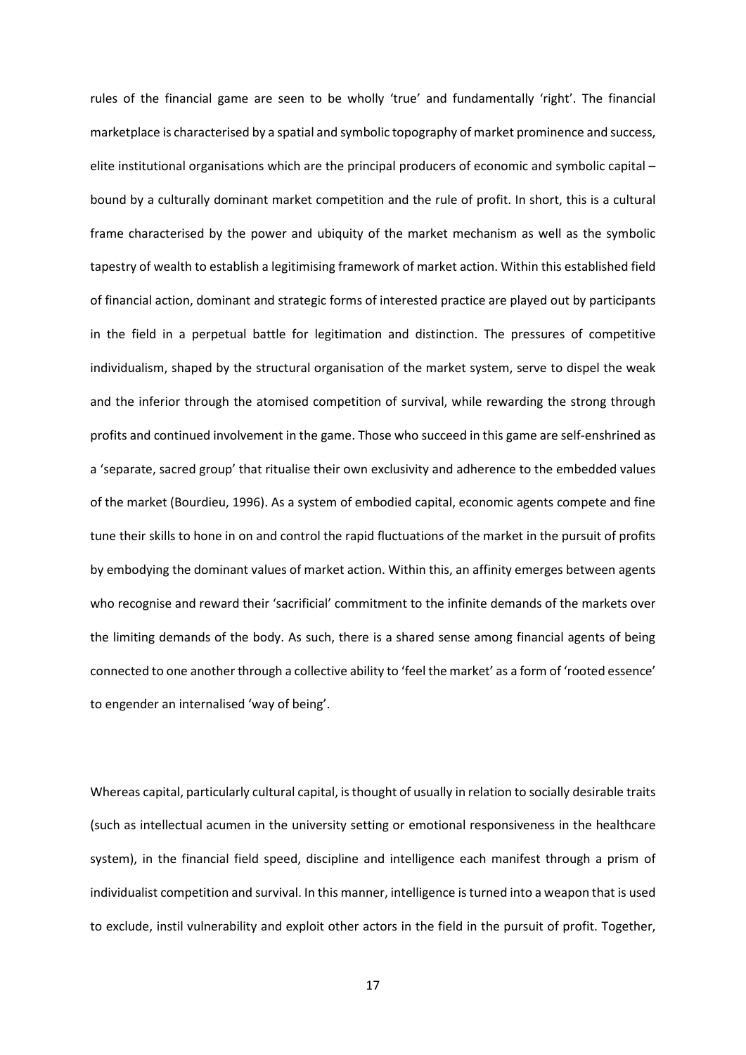rules of the financial game are seen to be wholly 'true' and fundamentally 'right'. The financial marketplace is characterised by a spatial and symbolic topography of market prominence and success, elite institutional organisations which are the principal producers of economic and symbolic capital – bound by a culturally dominant market competition and the rule of profit. In short, this is a cultural frame characterised by the power and ubiquity of the market mechanism as well as the symbolic tapestry of wealth to establish a legitimising framework of market action. Within this established field of financial action, dominant and strategic forms of interested practice are played out by participants in the field in a perpetual battle for legitimation and distinction. The pressures of competitive individualism, shaped by the structural organisation of the market system, serve to dispel the weak and the inferior through the atomised competition of survival, while rewarding the strong through profits and continued involvement in the game. Those who succeed in this game are self-enshrined as a 'separate, sacred group' that ritualise their own exclusivity and adherence to the embedded values of the market (Bourdieu, 1996). As a system of embodied capital, economic agents compete and fine tune their skills to hone in on and control the rapid fluctuations of the market in the pursuit of profits by embodying the dominant values of market action. Within this, an affinity emerges between agents who recognise and reward their 'sacrificial' commitment to the infinite demands of the markets over the limiting demands of the body. As such, there is a shared sense among financial agents of being connected to one another through a collective ability to 'feel the market' as a form of 'rooted essence' to engender an internalised 'way of being'.

Whereas capital, particularly cultural capital, is thought of usually in relation to socially desirable traits (such as intellectual acumen in the university setting or emotional responsiveness in the healthcare system), in the financial field speed, discipline and intelligence each manifest through a prism of individualist competition and survival. In this manner, intelligence is turned into a weapon that is used to exclude, instil vulnerability and exploit other actors in the field in the pursuit of profit. Together,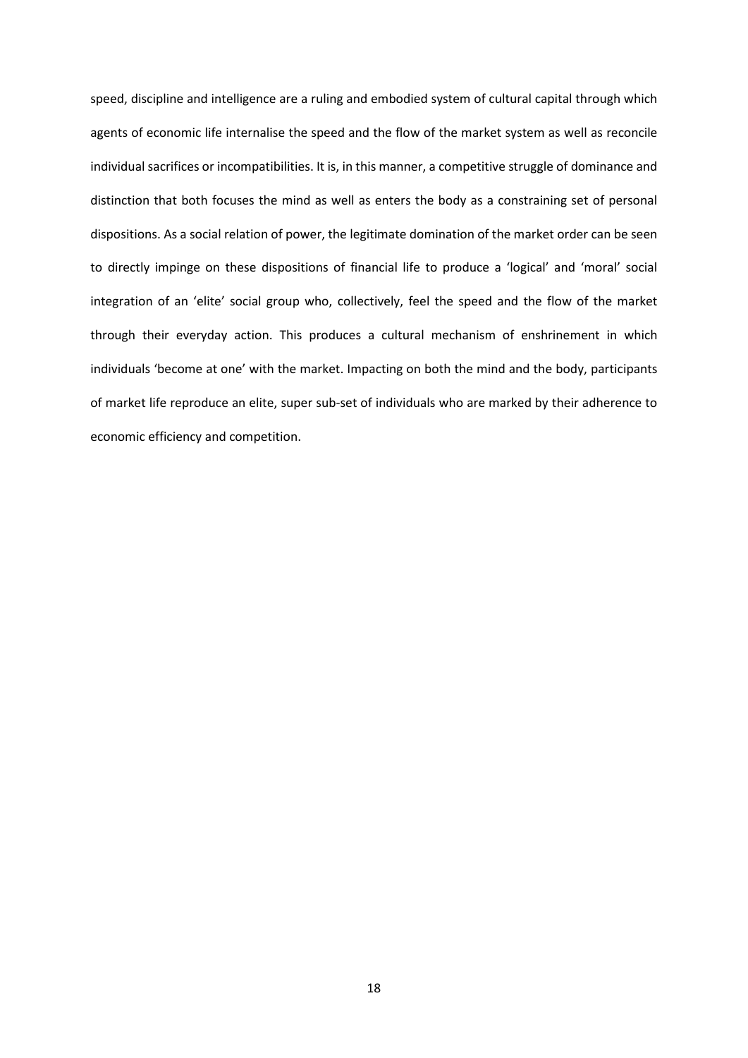speed, discipline and intelligence are a ruling and embodied system of cultural capital through which agents of economic life internalise the speed and the flow of the market system as well as reconcile individual sacrifices or incompatibilities. It is, in this manner, a competitive struggle of dominance and distinction that both focuses the mind as well as enters the body as a constraining set of personal dispositions. As a social relation of power, the legitimate domination of the market order can be seen to directly impinge on these dispositions of financial life to produce a 'logical' and 'moral' social integration of an 'elite' social group who, collectively, feel the speed and the flow of the market through their everyday action. This produces a cultural mechanism of enshrinement in which individuals 'become at one' with the market. Impacting on both the mind and the body, participants of market life reproduce an elite, super sub-set of individuals who are marked by their adherence to economic efficiency and competition.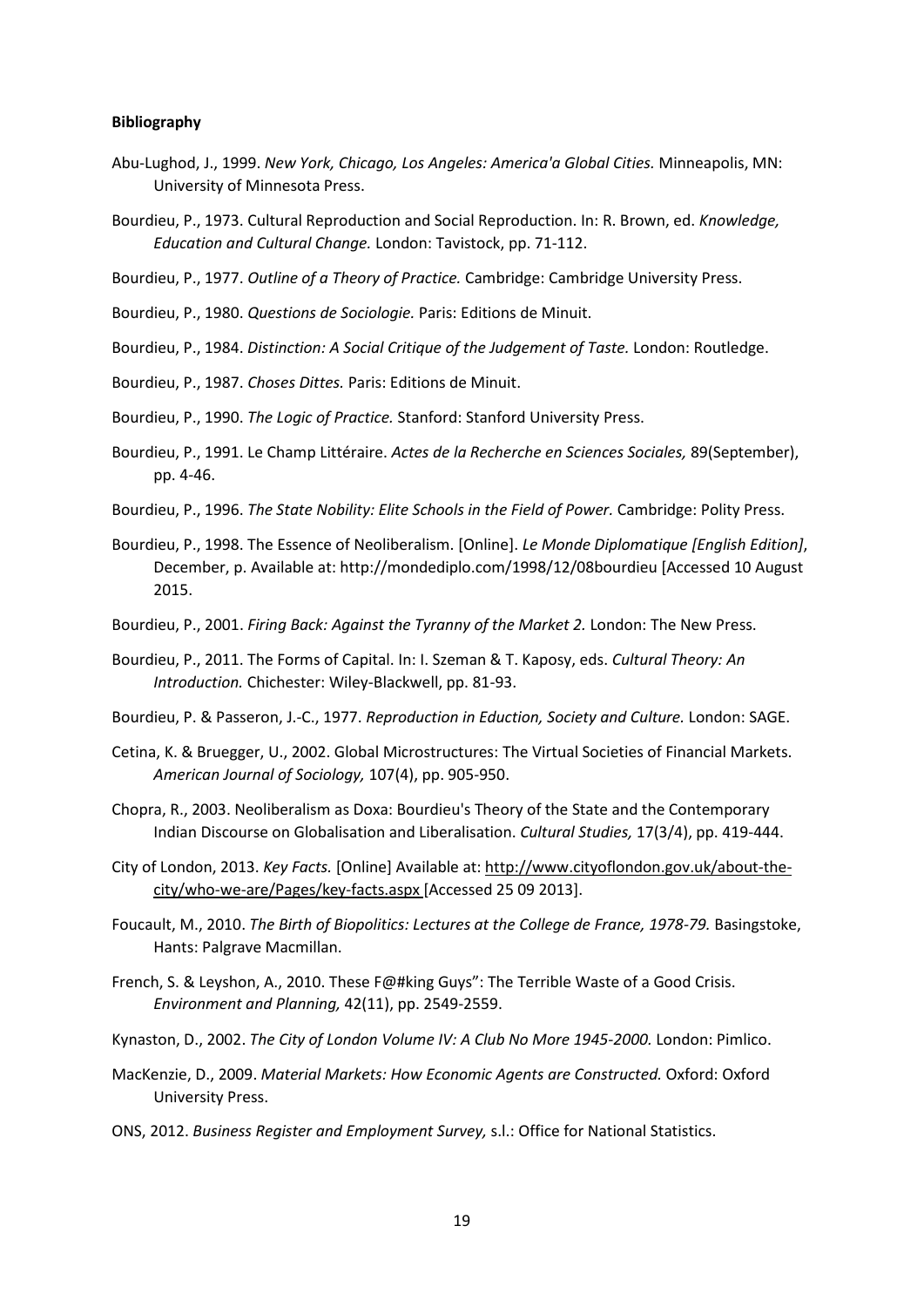**Bibliography**

Abu-Lughod, J., 1999. *New York, Chicago, Los Angeles: America'a Global Cities.* Minneapolis, MN: University of Minnesota Press.

Bourdieu, P., 1973. Cultural Reproduction and Social Reproduction. In: R. Brown, ed. *Knowledge, Education and Cultural Change.* London: Tavistock, pp. 71-112.

Bourdieu, P., 1977. *Outline of a Theory of Practice.* Cambridge: Cambridge University Press.

Bourdieu, P., 1980. *Questions de Sociologie.* Paris: Editions de Minuit.

Bourdieu, P., 1984. *Distinction: A Social Critique of the Judgement of Taste.* London: Routledge.

Bourdieu, P., 1987. *Choses Dittes.* Paris: Editions de Minuit.

Bourdieu, P., 1990. *The Logic of Practice.* Stanford: Stanford University Press.

Bourdieu, P., 1991. Le Champ Littéraire. *Actes de la Recherche en Sciences Sociales,* 89(September), pp. 4-46.

Bourdieu, P., 1996. *The State Nobility: Elite Schools in the Field of Power.* Cambridge: Polity Press.

Bourdieu, P., 1998. The Essence of Neoliberalism. [Online]. *Le Monde Diplomatique [English Edition]*, December, p. Available at: http://mondediplo.com/1998/12/08bourdieu [Accessed 10 August 2015.

Bourdieu, P., 2001. *Firing Back: Against the Tyranny of the Market 2.* London: The New Press.

Bourdieu, P., 2011. The Forms of Capital. In: I. Szeman & T. Kaposy, eds. *Cultural Theory: An Introduction.* Chichester: Wiley-Blackwell, pp. 81-93.

Bourdieu, P. & Passeron, J.-C., 1977. *Reproduction in Eduction, Society and Culture.* London: SAGE.

Cetina, K. & Bruegger, U., 2002. Global Microstructures: The Virtual Societies of Financial Markets. *American Journal of Sociology,* 107(4), pp. 905-950.

Chopra, R., 2003. Neoliberalism as Doxa: Bourdieu's Theory of the State and the Contemporary Indian Discourse on Globalisation and Liberalisation. *Cultural Studies,* 17(3/4), pp. 419-444.

City of London, 2013. *Key Facts.* [Online] Available at: http://www.cityoflondon.gov.uk/about-the-city/who-we-are/Pages/key-facts.aspx [Accessed 25 09 2013].

Foucault, M., 2010. *The Birth of Biopolitics: Lectures at the College de France, 1978-79.* Basingstoke, Hants: Palgrave Macmillan.

French, S. & Leyshon, A., 2010. These F@#king Guys": The Terrible Waste of a Good Crisis. *Environment and Planning,* 42(11), pp. 2549-2559.

Kynaston, D., 2002. *The City of London Volume IV: A Club No More 1945-2000.* London: Pimlico.

MacKenzie, D., 2009. *Material Markets: How Economic Agents are Constructed.* Oxford: Oxford University Press.

ONS, 2012. *Business Register and Employment Survey,* s.l.: Office for National Statistics.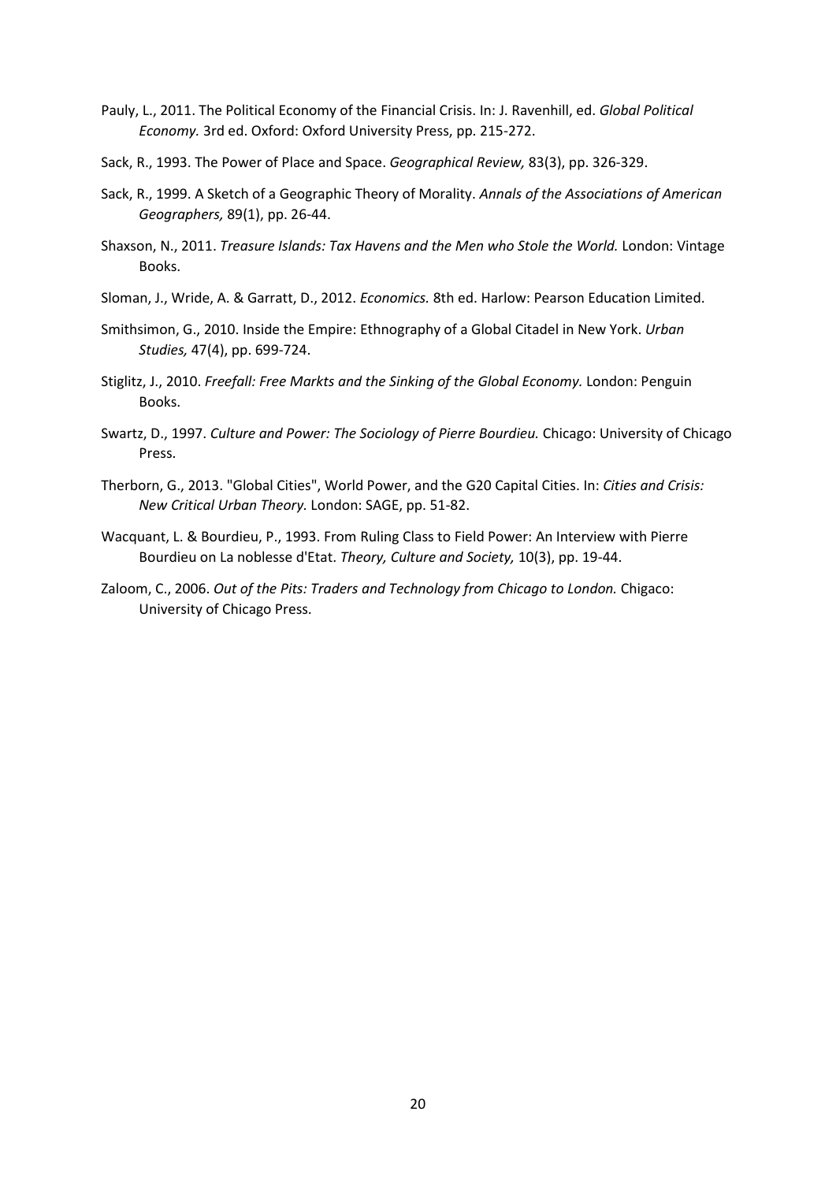Pauly, L., 2011. The Political Economy of the Financial Crisis. In: J. Ravenhill, ed. *Global Political Economy.* 3rd ed. Oxford: Oxford University Press, pp. 215-272.

Sack, R., 1993. The Power of Place and Space. *Geographical Review,* 83(3), pp. 326-329.

Sack, R., 1999. A Sketch of a Geographic Theory of Morality. *Annals of the Associations of American Geographers,* 89(1), pp. 26-44.

Shaxson, N., 2011. *Treasure Islands: Tax Havens and the Men who Stole the World.* London: Vintage Books.

Sloman, J., Wride, A. & Garratt, D., 2012. *Economics.* 8th ed. Harlow: Pearson Education Limited.

Smithsimon, G., 2010. Inside the Empire: Ethnography of a Global Citadel in New York. *Urban Studies,* 47(4), pp. 699-724.

Stiglitz, J., 2010. *Freefall: Free Markts and the Sinking of the Global Economy.* London: Penguin Books.

Swartz, D., 1997. *Culture and Power: The Sociology of Pierre Bourdieu.* Chicago: University of Chicago Press.

Therborn, G., 2013. "Global Cities", World Power, and the G20 Capital Cities. In: *Cities and Crisis: New Critical Urban Theory.* London: SAGE, pp. 51-82.

Wacquant, L. & Bourdieu, P., 1993. From Ruling Class to Field Power: An Interview with Pierre Bourdieu on La noblesse d'Etat. *Theory, Culture and Society,* 10(3), pp. 19-44.

Zaloom, C., 2006. *Out of the Pits: Traders and Technology from Chicago to London.* Chigaco: University of Chicago Press.